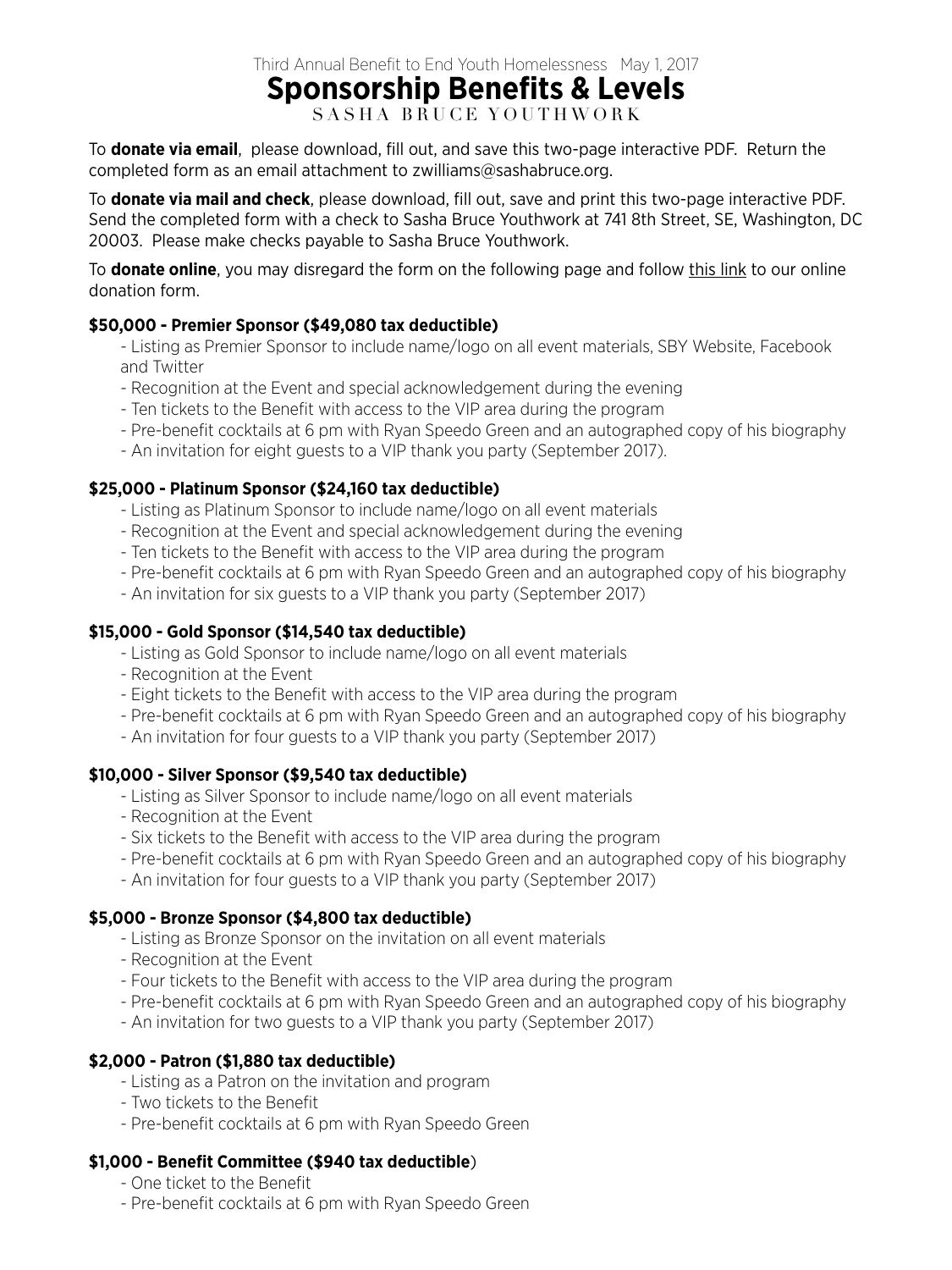Third Annual Benefit to End Youth Homelessness May 1, 2017

# Sponsorship Benefits & Levels

SASHA BRUCE YOUTHWORK

To **donate via email**, please download, fill out, and save this two-page interactive PDF. Return the completed form as an email attachment to zwilliams@sashabruce.org.

To **donate via mail and check**, please download, fill out, save and print this two-page interactive PDF. Send the completed form with a check to Sasha Bruce Youthwork at 741 8th Street, SE, Washington, DC 20003. Please make checks payable to Sasha Bruce Youthwork.

To **donate online**, you may disregard the form on the following page and follow this link to our online donation form.

**$50,000 - Premier Sponsor ($49,080 tax deductible)**

- Listing as Premier Sponsor to include name/logo on all event materials, SBY Website, Facebook and Twitter
- Recognition at the Event and special acknowledgement during the evening
- Ten tickets to the Benefit with access to the VIP area during the program
- Pre-benefit cocktails at 6 pm with Ryan Speedo Green and an autographed copy of his biography
- An invitation for eight guests to a VIP thank you party (September 2017).

**$25,000 - Platinum Sponsor ($24,160 tax deductible)**

- Listing as Platinum Sponsor to include name/logo on all event materials
- Recognition at the Event and special acknowledgement during the evening
- Ten tickets to the Benefit with access to the VIP area during the program
- Pre-benefit cocktails at 6 pm with Ryan Speedo Green and an autographed copy of his biography
- An invitation for six guests to a VIP thank you party (September 2017)

**$15,000 - Gold Sponsor ($14,540 tax deductible)**

- Listing as Gold Sponsor to include name/logo on all event materials
- Recognition at the Event
- Eight tickets to the Benefit with access to the VIP area during the program
- Pre-benefit cocktails at 6 pm with Ryan Speedo Green and an autographed copy of his biography
- An invitation for four guests to a VIP thank you party (September 2017)

**$10,000 - Silver Sponsor ($9,540 tax deductible)**

- Listing as Silver Sponsor to include name/logo on all event materials
- Recognition at the Event
- Six tickets to the Benefit with access to the VIP area during the program
- Pre-benefit cocktails at 6 pm with Ryan Speedo Green and an autographed copy of his biography
- An invitation for four guests to a VIP thank you party (September 2017)

**$5,000 - Bronze Sponsor ($4,800 tax deductible)**

- Listing as Bronze Sponsor on the invitation on all event materials
- Recognition at the Event
- Four tickets to the Benefit with access to the VIP area during the program
- Pre-benefit cocktails at 6 pm with Ryan Speedo Green and an autographed copy of his biography
- An invitation for two guests to a VIP thank you party (September 2017)

**$2,000 - Patron ($1,880 tax deductible)**

- Listing as a Patron on the invitation and program
- Two tickets to the Benefit
- Pre-benefit cocktails at 6 pm with Ryan Speedo Green

**$1,000 - Benefit Committee ($940 tax deductible)**

- One ticket to the Benefit
- Pre-benefit cocktails at 6 pm with Ryan Speedo Green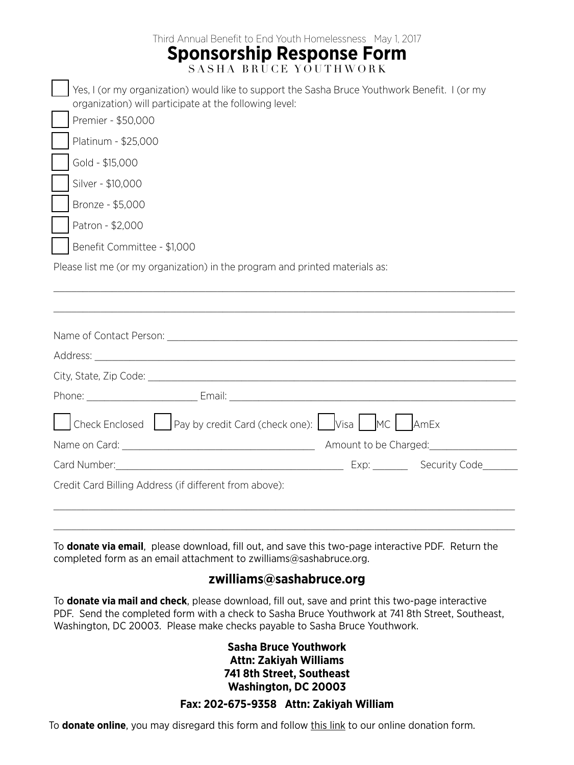Third Annual Benefit to End Youth Homelessness   May 1, 2017

# Sponsorship Response Form

SASHA BRUCE YOUTHWORK

☐ Yes, I (or my organization) would like to support the Sasha Bruce Youthwork Benefit. I (or my organization) will participate at the following level:

☐ Premier - $50,000

☐ Platinum - $25,000

☐ Gold - $15,000

☐ Silver - $10,000

☐ Bronze - $5,000

☐ Patron - $2,000

☐ Benefit Committee - $1,000

Please list me (or my organization) in the program and printed materials as:

\_\_\_\_\_\_\_\_\_\_\_\_\_\_\_\_\_\_\_\_\_\_\_\_\_\_\_\_\_\_\_\_\_\_\_\_\_\_\_\_\_\_\_\_\_\_\_\_\_\_\_\_\_\_\_\_\_\_\_\_

\_\_\_\_\_\_\_\_\_\_\_\_\_\_\_\_\_\_\_\_\_\_\_\_\_\_\_\_\_\_\_\_\_\_\_\_\_\_\_\_\_\_\_\_\_\_\_\_\_\_\_\_\_\_\_\_\_\_\_\_

Name of Contact Person: \_\_\_\_\_\_\_\_\_\_\_\_\_\_\_\_\_\_\_\_\_\_\_\_\_\_\_\_\_\_\_\_\_\_\_\_\_\_\_\_\_\_\_\_

Address: \_\_\_\_\_\_\_\_\_\_\_\_\_\_\_\_\_\_\_\_\_\_\_\_\_\_\_\_\_\_\_\_\_\_\_\_\_\_\_\_\_\_\_\_\_\_\_\_\_\_\_\_\_\_

City, State, Zip Code: \_\_\_\_\_\_\_\_\_\_\_\_\_\_\_\_\_\_\_\_\_\_\_\_\_\_\_\_\_\_\_\_\_\_\_\_\_\_\_\_\_\_\_\_\_\_

Phone: \_\_\_\_\_\_\_\_\_\_\_\_\_\_\_\_\_\_ Email: \_\_\_\_\_\_\_\_\_\_\_\_\_\_\_\_\_\_\_\_\_\_\_\_\_\_\_\_\_\_\_\_\_\_\_\_\_\_

☐ Check Enclosed ☐ Pay by credit Card (check one): ☐ Visa ☐ MC ☐ AmEx

Name on Card: \_\_\_\_\_\_\_\_\_\_\_\_\_\_\_\_\_\_\_\_\_\_\_\_\_\_\_\_\_\_ Amount to be Charged: \_\_\_\_\_\_\_\_\_\_\_\_\_\_

Card Number: \_\_\_\_\_\_\_\_\_\_\_\_\_\_\_\_\_\_\_\_\_\_\_\_\_\_\_\_\_\_\_\_\_\_\_\_\_\_ Exp: \_\_\_\_\_\_\_ Security Code \_\_\_\_\_\_\_

Credit Card Billing Address (if different from above):

\_\_\_\_\_\_\_\_\_\_\_\_\_\_\_\_\_\_\_\_\_\_\_\_\_\_\_\_\_\_\_\_\_\_\_\_\_\_\_\_\_\_\_\_\_\_\_\_\_\_\_\_\_\_\_\_\_\_\_\_

\_\_\_\_\_\_\_\_\_\_\_\_\_\_\_\_\_\_\_\_\_\_\_\_\_\_\_\_\_\_\_\_\_\_\_\_\_\_\_\_\_\_\_\_\_\_\_\_\_\_\_\_\_\_\_\_\_\_\_\_

To **donate via email**, please download, fill out, and save this two-page interactive PDF. Return the completed form as an email attachment to zwilliams@sashabruce.org.

**zwilliams@sashabruce.org**

To **donate via mail and check**, please download, fill out, save and print this two-page interactive PDF. Send the completed form with a check to Sasha Bruce Youthwork at 741 8th Street, Southeast, Washington, DC 20003. Please make checks payable to Sasha Bruce Youthwork.

**Sasha Bruce Youthwork**
**Attn: Zakiyah Williams**
**741 8th Street, Southeast**
**Washington, DC 20003**

**Fax: 202-675-9358   Attn: Zakiyah William**

To **donate online**, you may disregard this form and follow this link to our online donation form.